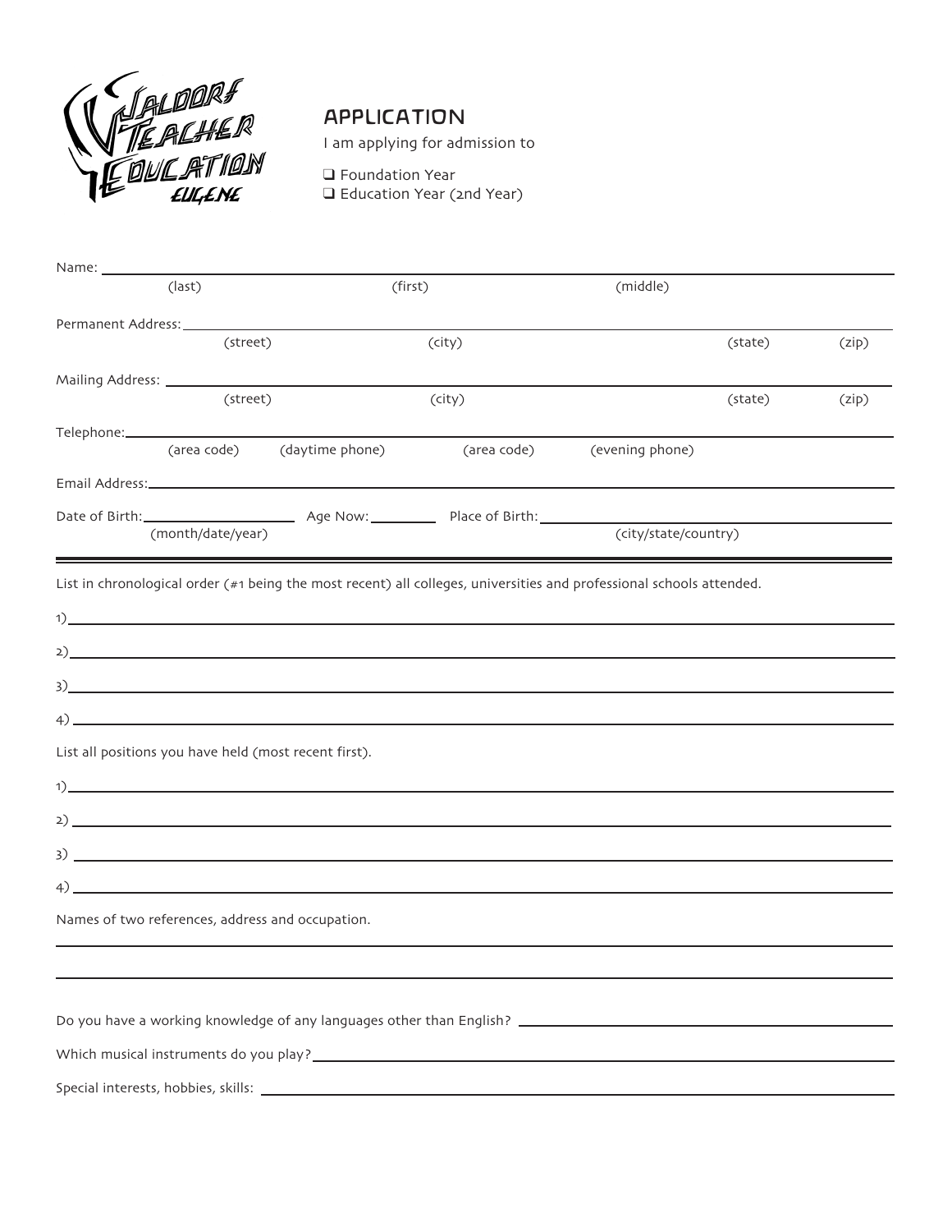Waldorf Teacher Education Eugene

# APPLICATION

I am applying for admission to

- ❑ Foundation Year
- ❑ Education Year (2nd Year)

Name: ______________________________________________
(last) (first) (middle)

Permanent Address: ______________________________________________
(street) (city) (state) (zip)

Mailing Address: ______________________________________________
(street) (city) (state) (zip)

Telephone: ______________________________________________
(area code) (daytime phone) (area code) (evening phone)

Email Address: ______________________________________________

Date of Birth: ______________ Age Now: ________ Place of Birth: ______________
(month/date/year) (city/state/country)

---

List in chronological order (#1 being the most recent) all colleges, universities and professional schools attended.

1) ______________________________________________

2) ______________________________________________

3) ______________________________________________

4) ______________________________________________

List all positions you have held (most recent first).

1) ______________________________________________

2) ______________________________________________

3) ______________________________________________

4) ______________________________________________

Names of two references, address and occupation.

______________________________________________

______________________________________________

Do you have a working knowledge of any languages other than English? ______________

Which musical instruments do you play? ______________

Special interests, hobbies, skills: ______________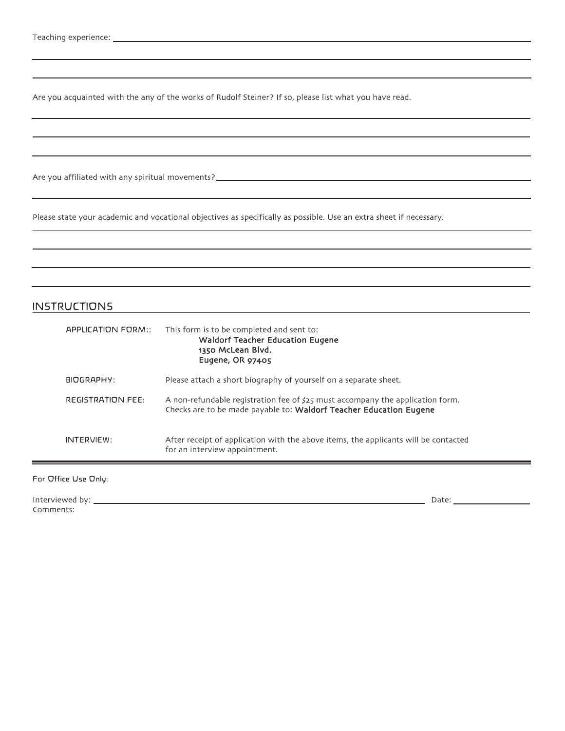Teaching experience: \_\_\_\_\_\_\_\_\_\_\_\_\_\_\_\_\_\_\_\_\_\_\_\_\_\_\_\_\_\_\_\_\_\_\_\_\_\_\_\_

Are you acquainted with the any of the works of Rudolf Steiner? If so, please list what you have read.

Are you affiliated with any spiritual movements? \_\_\_\_\_\_\_\_\_\_\_\_\_\_\_\_\_\_\_\_\_\_\_\_\_\_\_\_\_\_\_\_\_\_\_\_\_\_\_\_

Please state your academic and vocational objectives as specifically as possible. Use an extra sheet if necessary.

## INSTRUCTIONS

| | |
|---|---|
| APPLICATION FORM:: | This form is to be completed and sent to: **Waldorf Teacher Education Eugene** **1350 McLean Blvd.** **Eugene, OR 97405** |
| BIOGRAPHY: | Please attach a short biography of yourself on a separate sheet. |
| REGISTRATION FEE: | A non-refundable registration fee of $25 must accompany the application form. Checks are to be made payable to: **Waldorf Teacher Education Eugene** |
| INTERVIEW: | After receipt of application with the above items, the applicants will be contacted for an interview appointment. |

For Office Use Only:

Interviewed by: \_\_\_\_\_\_\_\_\_\_\_\_\_\_\_\_\_\_\_\_\_\_\_\_\_\_\_\_\_\_\_\_\_\_\_\_\_\_\_\_ Date: \_\_\_\_\_\_\_\_\_\_\_\_\_\_\_\_\_\_\_\_

Comments: